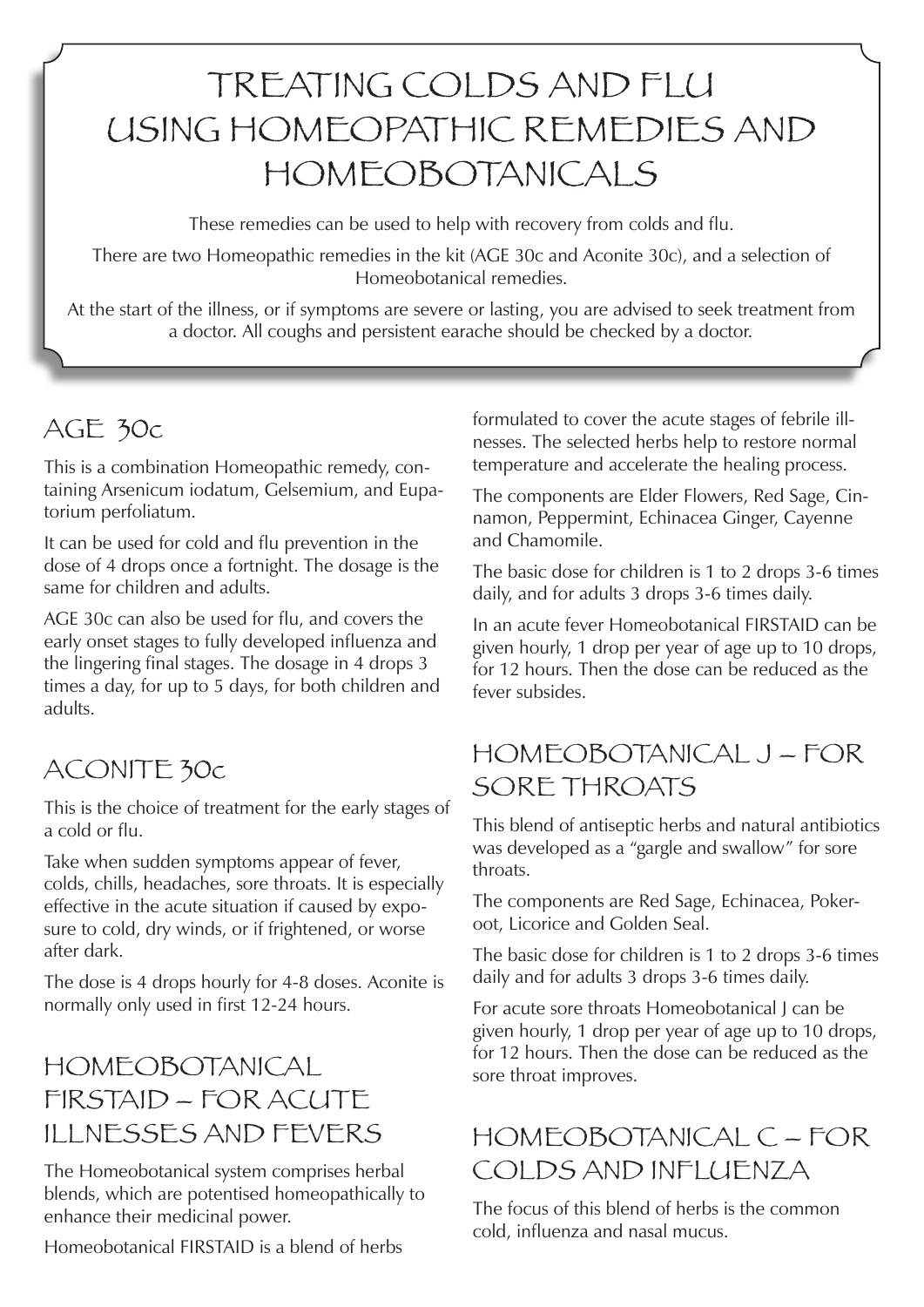# TREATING COLDS AND FLU USING HOMEOPATHIC REMEDIES AND HOMEOBOTANICALS

These remedies can be used to help with recovery from colds and flu.

There are two Homeopathic remedies in the kit (AGE 30c and Aconite 30c), and a selection of Homeobotanical remedies.

At the start of the illness, or if symptoms are severe or lasting, you are advised to seek treatment from a doctor. All coughs and persistent earache should be checked by a doctor.

## AGE 30c

This is a combination Homeopathic remedy, containing Arsenicum iodatum, Gelsemium, and Eupatorium perfoliatum.

It can be used for cold and flu prevention in the dose of 4 drops once a fortnight. The dosage is the same for children and adults.

AGE 30c can also be used for flu, and covers the early onset stages to fully developed influenza and the lingering final stages. The dosage in 4 drops 3 times a day, for up to 5 days, for both children and adults.

## ACONITE 30c

This is the choice of treatment for the early stages of a cold or flu.

Take when sudden symptoms appear of fever, colds, chills, headaches, sore throats. It is especially effective in the acute situation if caused by exposure to cold, dry winds, or if frightened, or worse after dark.

The dose is 4 drops hourly for 4-8 doses. Aconite is normally only used in first 12-24 hours.

## HOMEOBOTANICAL FIRSTAID – FOR ACUTE ILLNESSES AND FEVERS

The Homeobotanical system comprises herbal blends, which are potentised homeopathically to enhance their medicinal power.

Homeobotanical FIRSTAID is a blend of herbs formulated to cover the acute stages of febrile illnesses. The selected herbs help to restore normal temperature and accelerate the healing process.

The components are Elder Flowers, Red Sage, Cinnamon, Peppermint, Echinacea Ginger, Cayenne and Chamomile.

The basic dose for children is 1 to 2 drops 3-6 times daily, and for adults 3 drops 3-6 times daily.

In an acute fever Homeobotanical FIRSTAID can be given hourly, 1 drop per year of age up to 10 drops, for 12 hours. Then the dose can be reduced as the fever subsides.

## HOMEOBOTANICAL J – FOR SORE THROATS

This blend of antiseptic herbs and natural antibiotics was developed as a "gargle and swallow" for sore throats.

The components are Red Sage, Echinacea, Pokeroot, Licorice and Golden Seal.

The basic dose for children is 1 to 2 drops 3-6 times daily and for adults 3 drops 3-6 times daily.

For acute sore throats Homeobotanical J can be given hourly, 1 drop per year of age up to 10 drops, for 12 hours. Then the dose can be reduced as the sore throat improves.

## HOMEOBOTANICAL C – FOR COLDS AND INFLUENZA

The focus of this blend of herbs is the common cold, influenza and nasal mucus.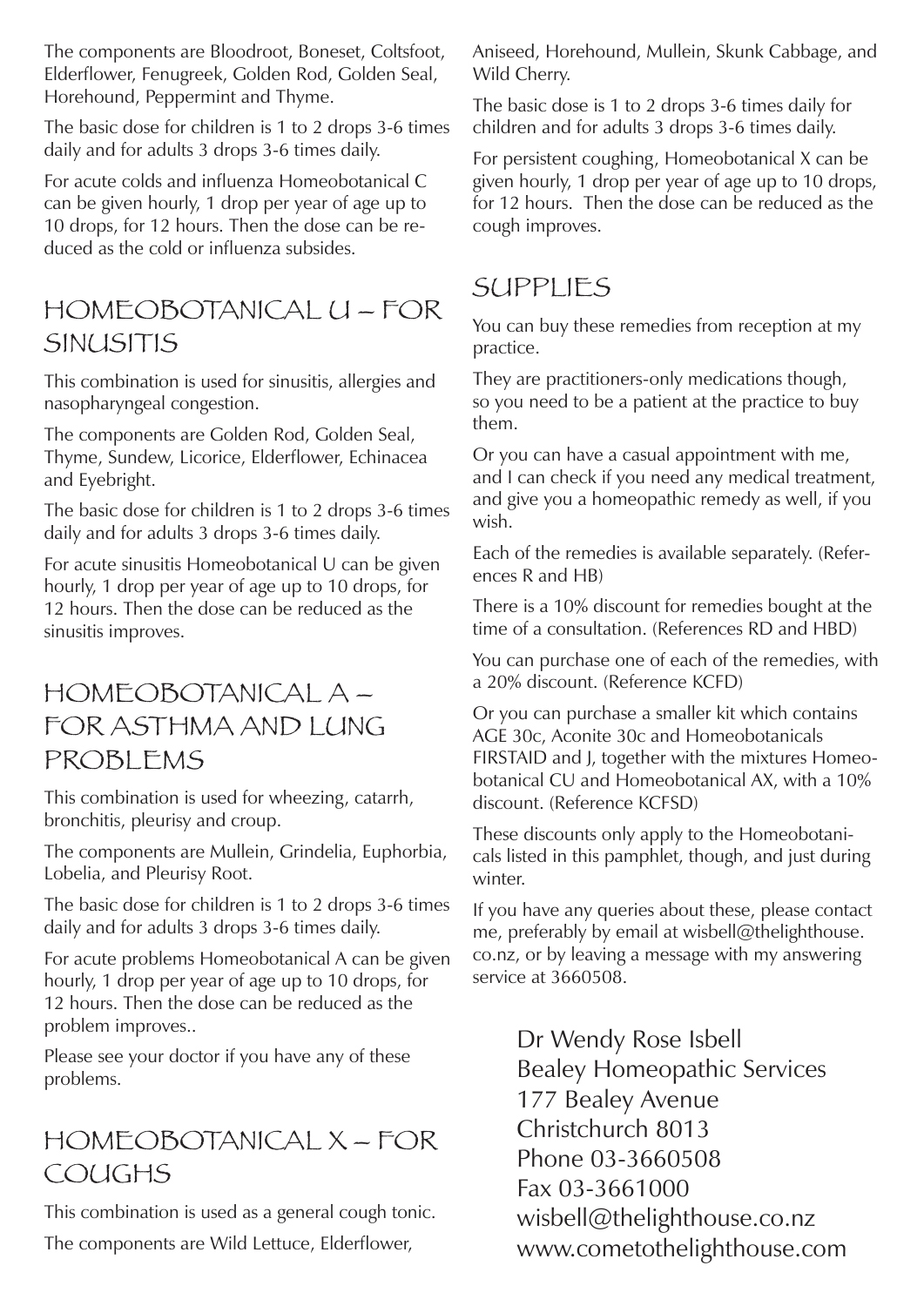The components are Bloodroot, Boneset, Coltsfoot, Elderflower, Fenugreek, Golden Rod, Golden Seal, Horehound, Peppermint and Thyme.

The basic dose for children is 1 to 2 drops 3-6 times daily and for adults 3 drops 3-6 times daily.

For acute colds and influenza Homeobotanical C can be given hourly, 1 drop per year of age up to 10 drops, for 12 hours. Then the dose can be reduced as the cold or influenza subsides.

## HOMEOBOTANICAL U – FOR SINUSITIS

This combination is used for sinusitis, allergies and nasopharyngeal congestion.

The components are Golden Rod, Golden Seal, Thyme, Sundew, Licorice, Elderflower, Echinacea and Eyebright.

The basic dose for children is 1 to 2 drops 3-6 times daily and for adults 3 drops 3-6 times daily.

For acute sinusitis Homeobotanical U can be given hourly, 1 drop per year of age up to 10 drops, for 12 hours. Then the dose can be reduced as the sinusitis improves.

## HOMEOBOTANICAL A – FOR ASTHMA AND LUNG PROBLEMS

This combination is used for wheezing, catarrh, bronchitis, pleurisy and croup.

The components are Mullein, Grindelia, Euphorbia, Lobelia, and Pleurisy Root.

The basic dose for children is 1 to 2 drops 3-6 times daily and for adults 3 drops 3-6 times daily.

For acute problems Homeobotanical A can be given hourly, 1 drop per year of age up to 10 drops, for 12 hours. Then the dose can be reduced as the problem improves..

Please see your doctor if you have any of these problems.

## HOMEOBOTANICAL X – FOR COUGHS

This combination is used as a general cough tonic.

The components are Wild Lettuce, Elderflower, Aniseed, Horehound, Mullein, Skunk Cabbage, and Wild Cherry.

The basic dose is 1 to 2 drops 3-6 times daily for children and for adults 3 drops 3-6 times daily.

For persistent coughing, Homeobotanical X can be given hourly, 1 drop per year of age up to 10 drops, for 12 hours. Then the dose can be reduced as the cough improves.

## SUPPLIES

You can buy these remedies from reception at my practice.

They are practitioners-only medications though, so you need to be a patient at the practice to buy them.

Or you can have a casual appointment with me, and I can check if you need any medical treatment, and give you a homeopathic remedy as well, if you wish.

Each of the remedies is available separately. (References R and HB)

There is a 10% discount for remedies bought at the time of a consultation. (References RD and HBD)

You can purchase one of each of the remedies, with a 20% discount. (Reference KCFD)

Or you can purchase a smaller kit which contains AGE 30c, Aconite 30c and Homeobotanicals FIRSTAID and J, together with the mixtures Homeobotanical CU and Homeobotanical AX, with a 10% discount. (Reference KCFSD)

These discounts only apply to the Homeobotanicals listed in this pamphlet, though, and just during winter.

If you have any queries about these, please contact me, preferably by email at wisbell@thelighthouse.co.nz, or by leaving a message with my answering service at 3660508.

Dr Wendy Rose Isbell
Bealey Homeopathic Services
177 Bealey Avenue
Christchurch 8013
Phone 03-3660508
Fax 03-3661000
wisbell@thelighthouse.co.nz
www.cometothelighthouse.com